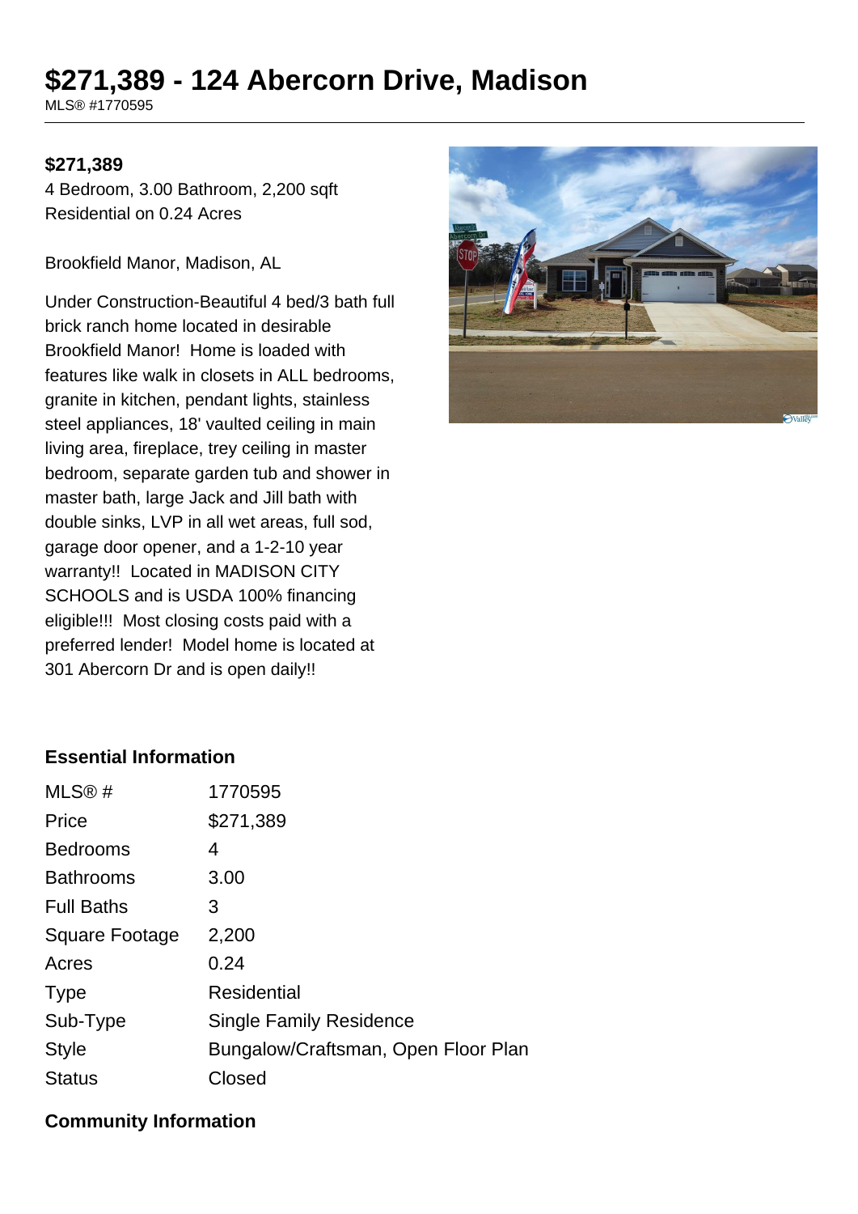# $271,389 - 124 Abercorn Drive, Madison

MLS® #1770595

**$271,389**

4 Bedroom, 3.00 Bathroom, 2,200 sqft
Residential on 0.24 Acres

Brookfield Manor, Madison, AL

Under Construction-Beautiful 4 bed/3 bath full brick ranch home located in desirable Brookfield Manor! Home is loaded with features like walk in closets in ALL bedrooms, granite in kitchen, pendant lights, stainless steel appliances, 18' vaulted ceiling in main living area, fireplace, trey ceiling in master bedroom, separate garden tub and shower in master bath, large Jack and Jill bath with double sinks, LVP in all wet areas, full sod, garage door opener, and a 1-2-10 year warranty!! Located in MADISON CITY SCHOOLS and is USDA 100% financing eligible!!! Most closing costs paid with a preferred lender! Model home is located at 301 Abercorn Dr and is open daily!!

## Essential Information

| | |
|---|---|
| MLS® # | 1770595 |
| Price | $271,389 |
| Bedrooms | 4 |
| Bathrooms | 3.00 |
| Full Baths | 3 |
| Square Footage | 2,200 |
| Acres | 0.24 |
| Type | Residential |
| Sub-Type | Single Family Residence |
| Style | Bungalow/Craftsman, Open Floor Plan |
| Status | Closed |

## Community Information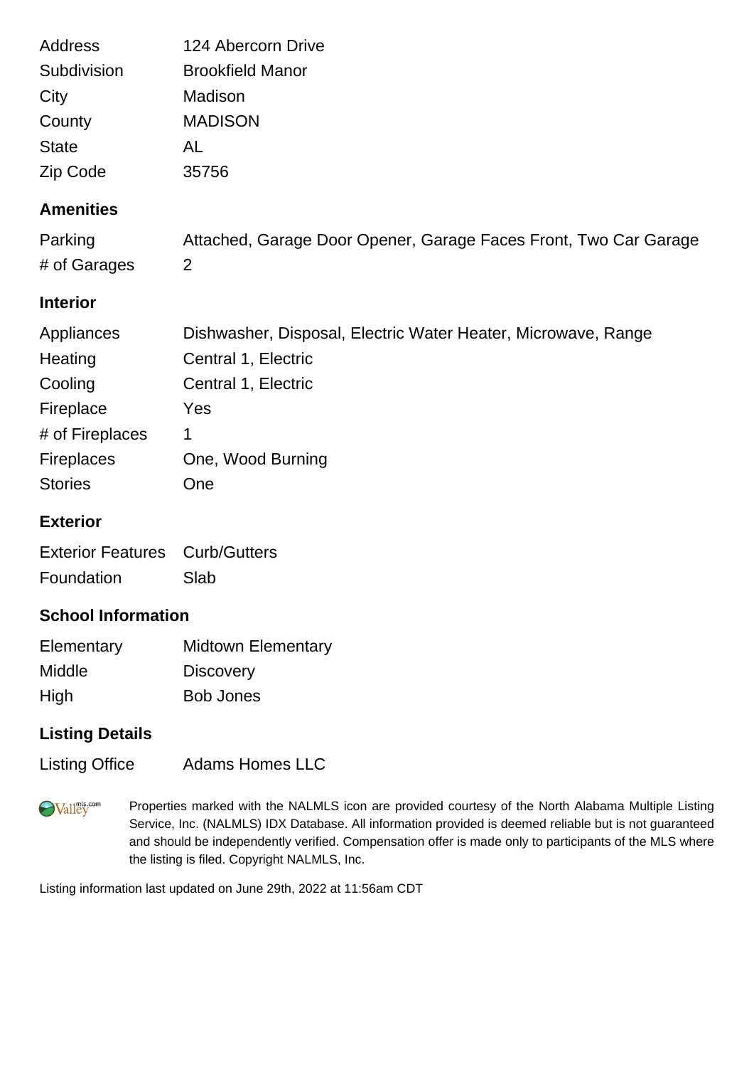| | |
|---|---|
| Address | 124 Abercorn Drive |
| Subdivision | Brookfield Manor |
| City | Madison |
| County | MADISON |
| State | AL |
| Zip Code | 35756 |

### Amenities

| | |
|---|---|
| Parking | Attached, Garage Door Opener, Garage Faces Front, Two Car Garage |
| # of Garages | 2 |

### Interior

| | |
|---|---|
| Appliances | Dishwasher, Disposal, Electric Water Heater, Microwave, Range |
| Heating | Central 1, Electric |
| Cooling | Central 1, Electric |
| Fireplace | Yes |
| # of Fireplaces | 1 |
| Fireplaces | One, Wood Burning |
| Stories | One |

### Exterior

| | |
|---|---|
| Exterior Features | Curb/Gutters |
| Foundation | Slab |

### School Information

| | |
|---|---|
| Elementary | Midtown Elementary |
| Middle | Discovery |
| High | Bob Jones |

### Listing Details

| | |
|---|---|
| Listing Office | Adams Homes LLC |

Properties marked with the NALMLS icon are provided courtesy of the North Alabama Multiple Listing Service, Inc. (NALMLS) IDX Database. All information provided is deemed reliable but is not guaranteed and should be independently verified. Compensation offer is made only to participants of the MLS where the listing is filed. Copyright NALMLS, Inc.

Listing information last updated on June 29th, 2022 at 11:56am CDT